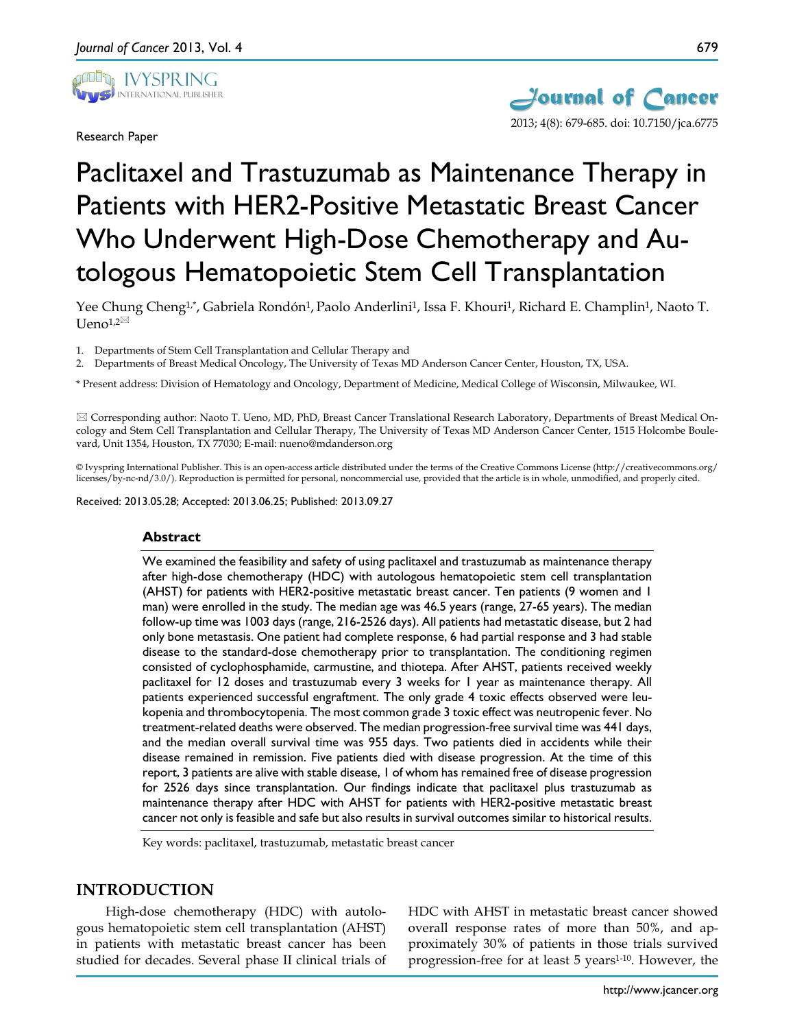Research Paper

# Paclitaxel and Trastuzumab as Maintenance Therapy in Patients with HER2-Positive Metastatic Breast Cancer Who Underwent High-Dose Chemotherapy and Autologous Hematopoietic Stem Cell Transplantation

Yee Chung Cheng[1,*], Gabriela Rondón[1], Paolo Anderlini[1], Issa F. Khouri[1], Richard E. Champlin[1], Naoto T. Ueno[1,2]✉

1. Departments of Stem Cell Transplantation and Cellular Therapy and
2. Departments of Breast Medical Oncology, The University of Texas MD Anderson Cancer Center, Houston, TX, USA.

\* Present address: Division of Hematology and Oncology, Department of Medicine, Medical College of Wisconsin, Milwaukee, WI.

✉ Corresponding author: Naoto T. Ueno, MD, PhD, Breast Cancer Translational Research Laboratory, Departments of Breast Medical Oncology and Stem Cell Transplantation and Cellular Therapy, The University of Texas MD Anderson Cancer Center, 1515 Holcombe Boulevard, Unit 1354, Houston, TX 77030; E-mail: nueno@mdanderson.org

© Ivyspring International Publisher. This is an open-access article distributed under the terms of the Creative Commons License (http://creativecommons.org/licenses/by-nc-nd/3.0/). Reproduction is permitted for personal, noncommercial use, provided that the article is in whole, unmodified, and properly cited.

Received: 2013.05.28; Accepted: 2013.06.25; Published: 2013.09.27

## Abstract

We examined the feasibility and safety of using paclitaxel and trastuzumab as maintenance therapy after high-dose chemotherapy (HDC) with autologous hematopoietic stem cell transplantation (AHST) for patients with HER2-positive metastatic breast cancer. Ten patients (9 women and 1 man) were enrolled in the study. The median age was 46.5 years (range, 27-65 years). The median follow-up time was 1003 days (range, 216-2526 days). All patients had metastatic disease, but 2 had only bone metastasis. One patient had complete response, 6 had partial response and 3 had stable disease to the standard-dose chemotherapy prior to transplantation. The conditioning regimen consisted of cyclophosphamide, carmustine, and thiotepa. After AHST, patients received weekly paclitaxel for 12 doses and trastuzumab every 3 weeks for 1 year as maintenance therapy. All patients experienced successful engraftment. The only grade 4 toxic effects observed were leukopenia and thrombocytopenia. The most common grade 3 toxic effect was neutropenic fever. No treatment-related deaths were observed. The median progression-free survival time was 441 days, and the median overall survival time was 955 days. Two patients died in accidents while their disease remained in remission. Five patients died with disease progression. At the time of this report, 3 patients are alive with stable disease, 1 of whom has remained free of disease progression for 2526 days since transplantation. Our findings indicate that paclitaxel plus trastuzumab as maintenance therapy after HDC with AHST for patients with HER2-positive metastatic breast cancer not only is feasible and safe but also results in survival outcomes similar to historical results.

Key words: paclitaxel, trastuzumab, metastatic breast cancer

## INTRODUCTION

High-dose chemotherapy (HDC) with autologous hematopoietic stem cell transplantation (AHST) in patients with metastatic breast cancer has been studied for decades. Several phase II clinical trials of HDC with AHST in metastatic breast cancer showed overall response rates of more than 50%, and approximately 30% of patients in those trials survived progression-free for at least 5 years[1-10]. However, the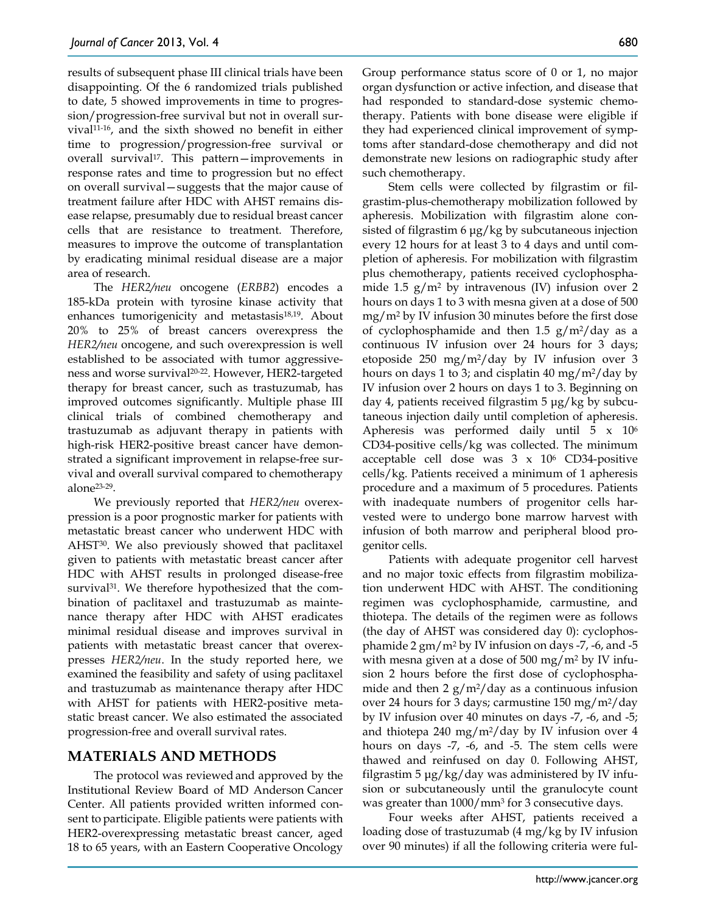results of subsequent phase III clinical trials have been disappointing. Of the 6 randomized trials published to date, 5 showed improvements in time to progression/progression-free survival but not in overall survival[11-16], and the sixth showed no benefit in either time to progression/progression-free survival or overall survival[17]. This pattern—improvements in response rates and time to progression but no effect on overall survival—suggests that the major cause of treatment failure after HDC with AHST remains disease relapse, presumably due to residual breast cancer cells that are resistance to treatment. Therefore, measures to improve the outcome of transplantation by eradicating minimal residual disease are a major area of research.

The *HER2/neu* oncogene (*ERBB2*) encodes a 185-kDa protein with tyrosine kinase activity that enhances tumorigenicity and metastasis[18,19]. About 20% to 25% of breast cancers overexpress the *HER2/neu* oncogene, and such overexpression is well established to be associated with tumor aggressiveness and worse survival[20-22]. However, HER2-targeted therapy for breast cancer, such as trastuzumab, has improved outcomes significantly. Multiple phase III clinical trials of combined chemotherapy and trastuzumab as adjuvant therapy in patients with high-risk HER2-positive breast cancer have demonstrated a significant improvement in relapse-free survival and overall survival compared to chemotherapy alone[23-29].

We previously reported that *HER2/neu* overexpression is a poor prognostic marker for patients with metastatic breast cancer who underwent HDC with AHST[30]. We also previously showed that paclitaxel given to patients with metastatic breast cancer after HDC with AHST results in prolonged disease-free survival[31]. We therefore hypothesized that the combination of paclitaxel and trastuzumab as maintenance therapy after HDC with AHST eradicates minimal residual disease and improves survival in patients with metastatic breast cancer that overexpresses *HER2/neu*. In the study reported here, we examined the feasibility and safety of using paclitaxel and trastuzumab as maintenance therapy after HDC with AHST for patients with HER2-positive metastatic breast cancer. We also estimated the associated progression-free and overall survival rates.

## MATERIALS AND METHODS

The protocol was reviewed and approved by the Institutional Review Board of MD Anderson Cancer Center. All patients provided written informed consent to participate. Eligible patients were patients with HER2-overexpressing metastatic breast cancer, aged 18 to 65 years, with an Eastern Cooperative Oncology Group performance status score of 0 or 1, no major organ dysfunction or active infection, and disease that had responded to standard-dose systemic chemotherapy. Patients with bone disease were eligible if they had experienced clinical improvement of symptoms after standard-dose chemotherapy and did not demonstrate new lesions on radiographic study after such chemotherapy.

Stem cells were collected by filgrastim or filgrastim-plus-chemotherapy mobilization followed by apheresis. Mobilization with filgrastim alone consisted of filgrastim 6 μg/kg by subcutaneous injection every 12 hours for at least 3 to 4 days and until completion of apheresis. For mobilization with filgrastim plus chemotherapy, patients received cyclophosphamide 1.5 g/m$^2$ by intravenous (IV) infusion over 2 hours on days 1 to 3 with mesna given at a dose of 500 mg/m$^2$ by IV infusion 30 minutes before the first dose of cyclophosphamide and then 1.5 g/m$^2$/day as a continuous IV infusion over 24 hours for 3 days; etoposide 250 mg/m$^2$/day by IV infusion over 3 hours on days 1 to 3; and cisplatin 40 mg/m$^2$/day by IV infusion over 2 hours on days 1 to 3. Beginning on day 4, patients received filgrastim 5 μg/kg by subcutaneous injection daily until completion of apheresis. Apheresis was performed daily until 5 x $10^6$ CD34-positive cells/kg was collected. The minimum acceptable cell dose was 3 x $10^6$ CD34-positive cells/kg. Patients received a minimum of 1 apheresis procedure and a maximum of 5 procedures. Patients with inadequate numbers of progenitor cells harvested were to undergo bone marrow harvest with infusion of both marrow and peripheral blood progenitor cells.

Patients with adequate progenitor cell harvest and no major toxic effects from filgrastim mobilization underwent HDC with AHST. The conditioning regimen was cyclophosphamide, carmustine, and thiotepa. The details of the regimen were as follows (the day of AHST was considered day 0): cyclophosphamide 2 gm/m$^2$ by IV infusion on days -7, -6, and -5 with mesna given at a dose of 500 mg/m$^2$ by IV infusion 2 hours before the first dose of cyclophosphamide and then 2 g/m$^2$/day as a continuous infusion over 24 hours for 3 days; carmustine 150 mg/m$^2$/day by IV infusion over 40 minutes on days -7, -6, and -5; and thiotepa 240 mg/m$^2$/day by IV infusion over 4 hours on days -7, -6, and -5. The stem cells were thawed and reinfused on day 0. Following AHST, filgrastim 5 μg/kg/day was administered by IV infusion or subcutaneously until the granulocyte count was greater than 1000/mm$^3$ for 3 consecutive days.

Four weeks after AHST, patients received a loading dose of trastuzumab (4 mg/kg by IV infusion over 90 minutes) if all the following criteria were ful-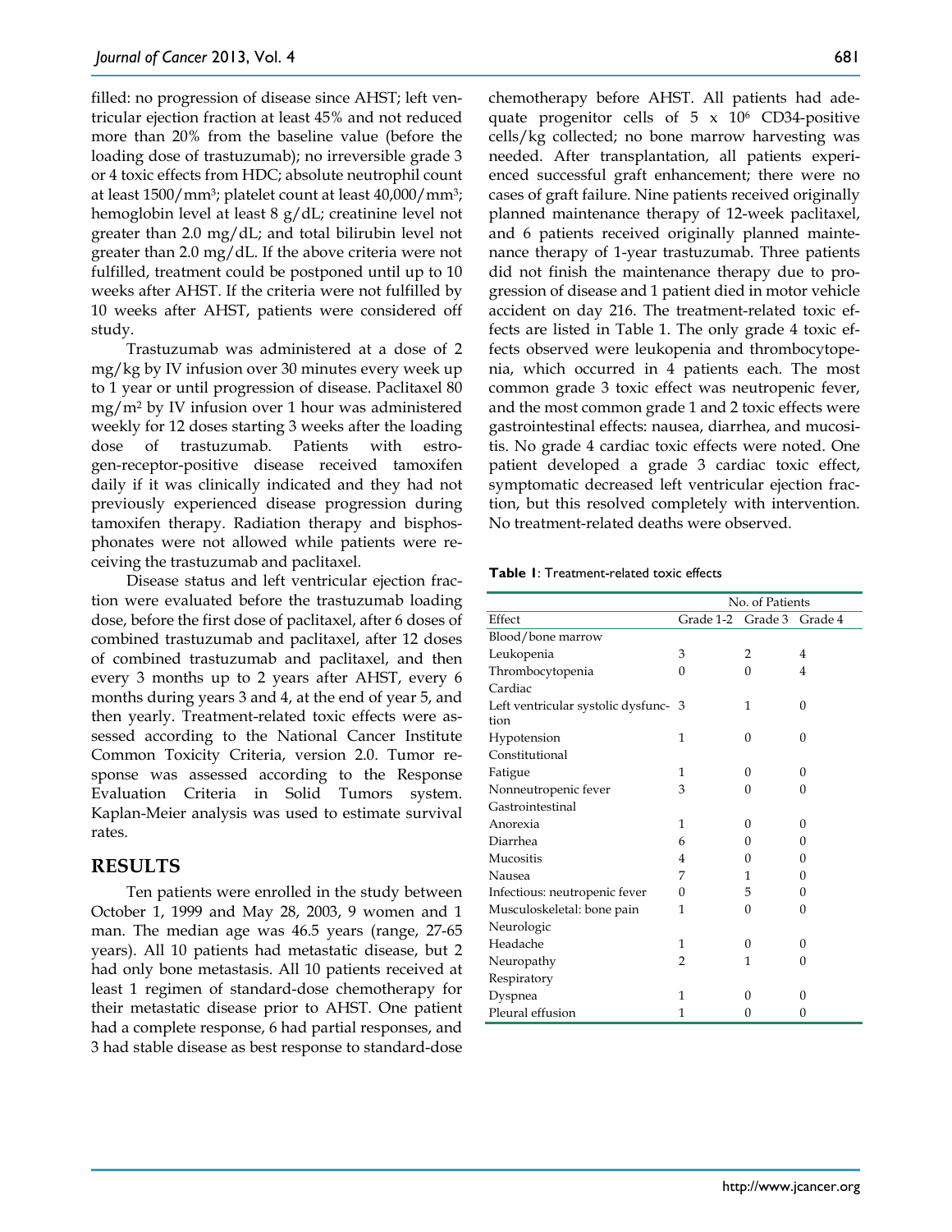filled: no progression of disease since AHST; left ventricular ejection fraction at least 45% and not reduced more than 20% from the baseline value (before the loading dose of trastuzumab); no irreversible grade 3 or 4 toxic effects from HDC; absolute neutrophil count at least 1500/mm$^3$; platelet count at least 40,000/mm$^3$; hemoglobin level at least 8 g/dL; creatinine level not greater than 2.0 mg/dL; and total bilirubin level not greater than 2.0 mg/dL. If the above criteria were not fulfilled, treatment could be postponed until up to 10 weeks after AHST. If the criteria were not fulfilled by 10 weeks after AHST, patients were considered off study.

Trastuzumab was administered at a dose of 2 mg/kg by IV infusion over 30 minutes every week up to 1 year or until progression of disease. Paclitaxel 80 mg/m$^2$ by IV infusion over 1 hour was administered weekly for 12 doses starting 3 weeks after the loading dose of trastuzumab. Patients with estrogen-receptor-positive disease received tamoxifen daily if it was clinically indicated and they had not previously experienced disease progression during tamoxifen therapy. Radiation therapy and bisphosphonates were not allowed while patients were receiving the trastuzumab and paclitaxel.

Disease status and left ventricular ejection fraction were evaluated before the trastuzumab loading dose, before the first dose of paclitaxel, after 6 doses of combined trastuzumab and paclitaxel, after 12 doses of combined trastuzumab and paclitaxel, and then every 3 months up to 2 years after AHST, every 6 months during years 3 and 4, at the end of year 5, and then yearly. Treatment-related toxic effects were assessed according to the National Cancer Institute Common Toxicity Criteria, version 2.0. Tumor response was assessed according to the Response Evaluation Criteria in Solid Tumors system. Kaplan-Meier analysis was used to estimate survival rates.

## RESULTS

Ten patients were enrolled in the study between October 1, 1999 and May 28, 2003, 9 women and 1 man. The median age was 46.5 years (range, 27-65 years). All 10 patients had metastatic disease, but 2 had only bone metastasis. All 10 patients received at least 1 regimen of standard-dose chemotherapy for their metastatic disease prior to AHST. One patient had a complete response, 6 had partial responses, and 3 had stable disease as best response to standard-dose chemotherapy before AHST. All patients had adequate progenitor cells of 5 x 10$^6$ CD34-positive cells/kg collected; no bone marrow harvesting was needed. After transplantation, all patients experienced successful graft enhancement; there were no cases of graft failure. Nine patients received originally planned maintenance therapy of 12-week paclitaxel, and 6 patients received originally planned maintenance therapy of 1-year trastuzumab. Three patients did not finish the maintenance therapy due to progression of disease and 1 patient died in motor vehicle accident on day 216. The treatment-related toxic effects are listed in Table 1. The only grade 4 toxic effects observed were leukopenia and thrombocytopenia, which occurred in 4 patients each. The most common grade 3 toxic effect was neutropenic fever, and the most common grade 1 and 2 toxic effects were gastrointestinal effects: nausea, diarrhea, and mucositis. No grade 4 cardiac toxic effects were noted. One patient developed a grade 3 cardiac toxic effect, symptomatic decreased left ventricular ejection fraction, but this resolved completely with intervention. No treatment-related deaths were observed.

**Table 1**: Treatment-related toxic effects

| | No. of Patients | | |
|---|---|---|---|
| Effect | Grade 1-2 | Grade 3 | Grade 4 |
| Blood/bone marrow | | | |
| Leukopenia | 3 | 2 | 4 |
| Thrombocytopenia | 0 | 0 | 4 |
| Cardiac | | | |
| Left ventricular systolic dysfunction | 3 | 1 | 0 |
| Hypotension | 1 | 0 | 0 |
| Constitutional | | | |
| Fatigue | 1 | 0 | 0 |
| Nonneutropenic fever | 3 | 0 | 0 |
| Gastrointestinal | | | |
| Anorexia | 1 | 0 | 0 |
| Diarrhea | 6 | 0 | 0 |
| Mucositis | 4 | 0 | 0 |
| Nausea | 7 | 1 | 0 |
| Infectious: neutropenic fever | 0 | 5 | 0 |
| Musculoskeletal: bone pain | 1 | 0 | 0 |
| Neurologic | | | |
| Headache | 1 | 0 | 0 |
| Neuropathy | 2 | 1 | 0 |
| Respiratory | | | |
| Dyspnea | 1 | 0 | 0 |
| Pleural effusion | 1 | 0 | 0 |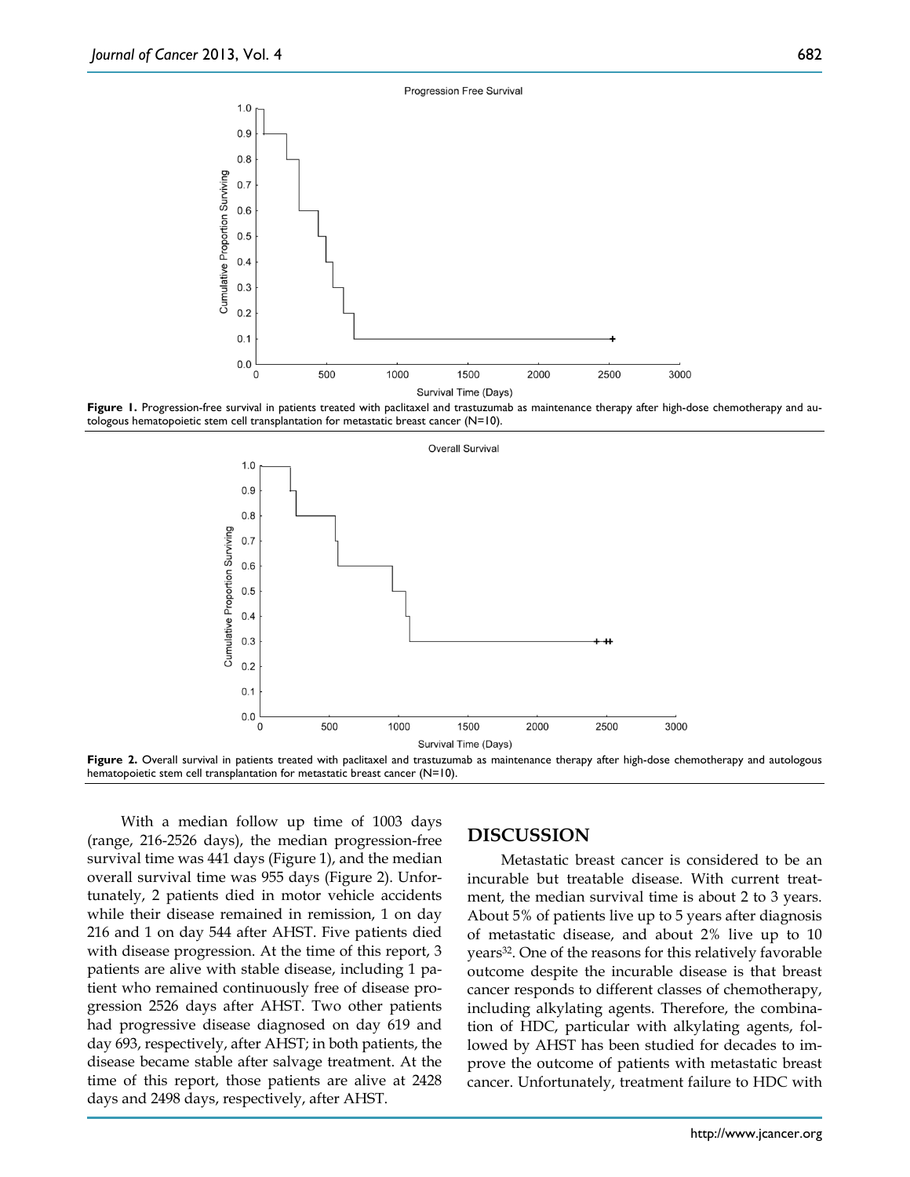**Figure 1.** Progression-free survival in patients treated with paclitaxel and trastuzumab as maintenance therapy after high-dose chemotherapy and autologous hematopoietic stem cell transplantation for metastatic breast cancer (N=10).

**Figure 2.** Overall survival in patients treated with paclitaxel and trastuzumab as maintenance therapy after high-dose chemotherapy and autologous hematopoietic stem cell transplantation for metastatic breast cancer (N=10).

With a median follow up time of 1003 days (range, 216-2526 days), the median progression-free survival time was 441 days (Figure 1), and the median overall survival time was 955 days (Figure 2). Unfortunately, 2 patients died in motor vehicle accidents while their disease remained in remission, 1 on day 216 and 1 on day 544 after AHST. Five patients died with disease progression. At the time of this report, 3 patients are alive with stable disease, including 1 patient who remained continuously free of disease progression 2526 days after AHST. Two other patients had progressive disease diagnosed on day 619 and day 693, respectively, after AHST; in both patients, the disease became stable after salvage treatment. At the time of this report, those patients are alive at 2428 days and 2498 days, respectively, after AHST.

## DISCUSSION

Metastatic breast cancer is considered to be an incurable but treatable disease. With current treatment, the median survival time is about 2 to 3 years. About 5% of patients live up to 5 years after diagnosis of metastatic disease, and about 2% live up to 10 years[32]. One of the reasons for this relatively favorable outcome despite the incurable disease is that breast cancer responds to different classes of chemotherapy, including alkylating agents. Therefore, the combination of HDC, particular with alkylating agents, followed by AHST has been studied for decades to improve the outcome of patients with metastatic breast cancer. Unfortunately, treatment failure to HDC with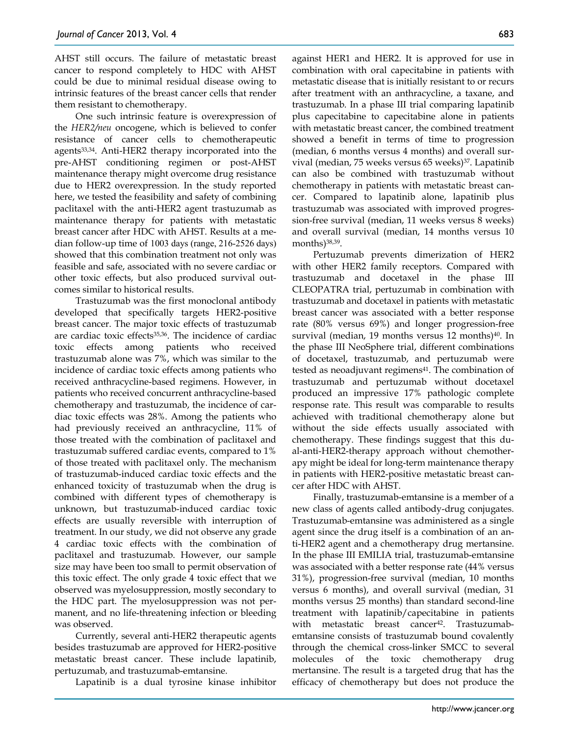AHST still occurs. The failure of metastatic breast cancer to respond completely to HDC with AHST could be due to minimal residual disease owing to intrinsic features of the breast cancer cells that render them resistant to chemotherapy.

One such intrinsic feature is overexpression of the *HER2/neu* oncogene, which is believed to confer resistance of cancer cells to chemotherapeutic agents[33,34]. Anti-HER2 therapy incorporated into the pre-AHST conditioning regimen or post-AHST maintenance therapy might overcome drug resistance due to HER2 overexpression. In the study reported here, we tested the feasibility and safety of combining paclitaxel with the anti-HER2 agent trastuzumab as maintenance therapy for patients with metastatic breast cancer after HDC with AHST. Results at a median follow-up time of 1003 days (range, 216-2526 days) showed that this combination treatment not only was feasible and safe, associated with no severe cardiac or other toxic effects, but also produced survival outcomes similar to historical results.

Trastuzumab was the first monoclonal antibody developed that specifically targets HER2-positive breast cancer. The major toxic effects of trastuzumab are cardiac toxic effects[35,36]. The incidence of cardiac toxic effects among patients who received trastuzumab alone was 7%, which was similar to the incidence of cardiac toxic effects among patients who received anthracycline-based regimens. However, in patients who received concurrent anthracycline-based chemotherapy and trastuzumab, the incidence of cardiac toxic effects was 28%. Among the patients who had previously received an anthracycline, 11% of those treated with the combination of paclitaxel and trastuzumab suffered cardiac events, compared to 1% of those treated with paclitaxel only. The mechanism of trastuzumab-induced cardiac toxic effects and the enhanced toxicity of trastuzumab when the drug is combined with different types of chemotherapy is unknown, but trastuzumab-induced cardiac toxic effects are usually reversible with interruption of treatment. In our study, we did not observe any grade 4 cardiac toxic effects with the combination of paclitaxel and trastuzumab. However, our sample size may have been too small to permit observation of this toxic effect. The only grade 4 toxic effect that we observed was myelosuppression, mostly secondary to the HDC part. The myelosuppression was not permanent, and no life-threatening infection or bleeding was observed.

Currently, several anti-HER2 therapeutic agents besides trastuzumab are approved for HER2-positive metastatic breast cancer. These include lapatinib, pertuzumab, and trastuzumab-emtansine.

Lapatinib is a dual tyrosine kinase inhibitor against HER1 and HER2. It is approved for use in combination with oral capecitabine in patients with metastatic disease that is initially resistant to or recurs after treatment with an anthracycline, a taxane, and trastuzumab. In a phase III trial comparing lapatinib plus capecitabine to capecitabine alone in patients with metastatic breast cancer, the combined treatment showed a benefit in terms of time to progression (median, 6 months versus 4 months) and overall survival (median, 75 weeks versus 65 weeks)[37]. Lapatinib can also be combined with trastuzumab without chemotherapy in patients with metastatic breast cancer. Compared to lapatinib alone, lapatinib plus trastuzumab was associated with improved progression-free survival (median, 11 weeks versus 8 weeks) and overall survival (median, 14 months versus 10 months)[38,39].

Pertuzumab prevents dimerization of HER2 with other HER2 family receptors. Compared with trastuzumab and docetaxel in the phase III CLEOPATRA trial, pertuzumab in combination with trastuzumab and docetaxel in patients with metastatic breast cancer was associated with a better response rate (80% versus 69%) and longer progression-free survival (median, 19 months versus 12 months)[40]. In the phase III NeoSphere trial, different combinations of docetaxel, trastuzumab, and pertuzumab were tested as neoadjuvant regimens[41]. The combination of trastuzumab and pertuzumab without docetaxel produced an impressive 17% pathologic complete response rate. This result was comparable to results achieved with traditional chemotherapy alone but without the side effects usually associated with chemotherapy. These findings suggest that this dual-anti-HER2-therapy approach without chemotherapy might be ideal for long-term maintenance therapy in patients with HER2-positive metastatic breast cancer after HDC with AHST.

Finally, trastuzumab-emtansine is a member of a new class of agents called antibody-drug conjugates. Trastuzumab-emtansine was administered as a single agent since the drug itself is a combination of an anti-HER2 agent and a chemotherapy drug mertansine. In the phase III EMILIA trial, trastuzumab-emtansine was associated with a better response rate (44% versus 31%), progression-free survival (median, 10 months versus 6 months), and overall survival (median, 31 months versus 25 months) than standard second-line treatment with lapatinib/capecitabine in patients with metastatic breast cancer[42]. Trastuzumab-emtansine consists of trastuzumab bound covalently through the chemical cross-linker SMCC to several molecules of the toxic chemotherapy drug mertansine. The result is a targeted drug that has the efficacy of chemotherapy but does not produce the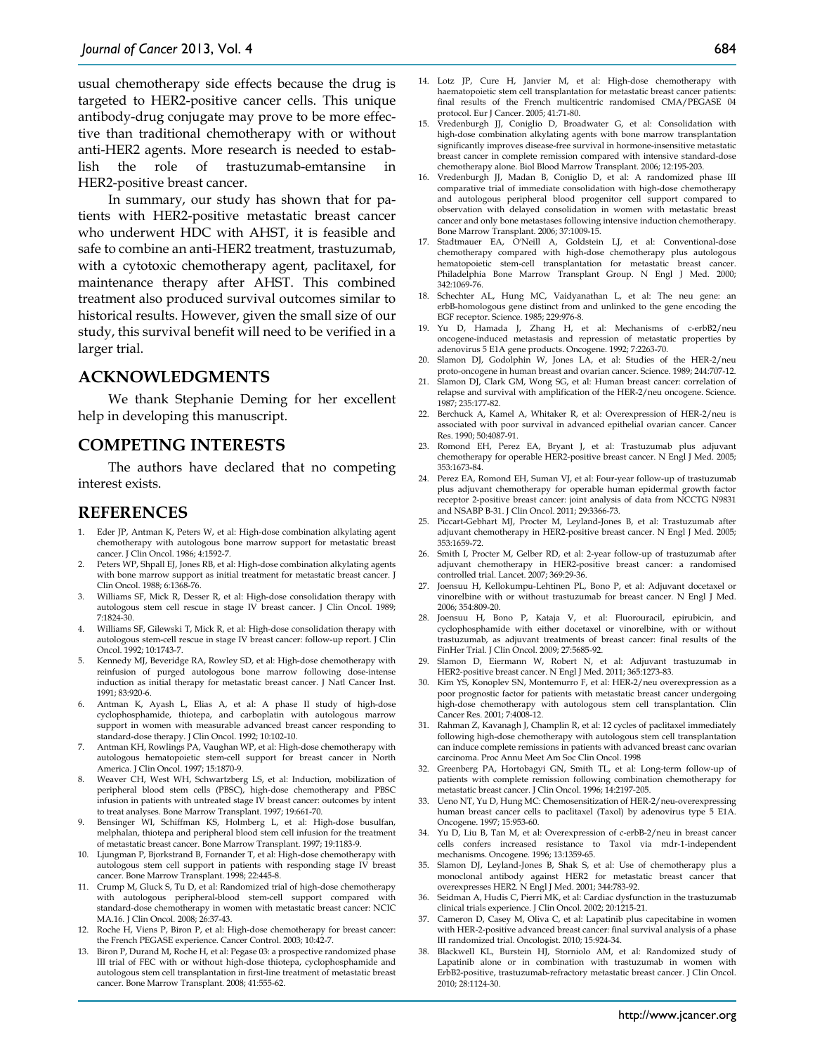usual chemotherapy side effects because the drug is targeted to HER2-positive cancer cells. This unique antibody-drug conjugate may prove to be more effective than traditional chemotherapy with or without anti-HER2 agents. More research is needed to establish the role of trastuzumab-emtansine in HER2-positive breast cancer.

In summary, our study has shown that for patients with HER2-positive metastatic breast cancer who underwent HDC with AHST, it is feasible and safe to combine an anti-HER2 treatment, trastuzumab, with a cytotoxic chemotherapy agent, paclitaxel, for maintenance therapy after AHST. This combined treatment also produced survival outcomes similar to historical results. However, given the small size of our study, this survival benefit will need to be verified in a larger trial.

## ACKNOWLEDGMENTS

We thank Stephanie Deming for her excellent help in developing this manuscript.

## COMPETING INTERESTS

The authors have declared that no competing interest exists.

## REFERENCES

1. Eder JP, Antman K, Peters W, et al: High-dose combination alkylating agent chemotherapy with autologous bone marrow support for metastatic breast cancer. J Clin Oncol. 1986; 4:1592-7.
2. Peters WP, Shpall EJ, Jones RB, et al: High-dose combination alkylating agents with bone marrow support as initial treatment for metastatic breast cancer. J Clin Oncol. 1988; 6:1368-76.
3. Williams SF, Mick R, Desser R, et al: High-dose consolidation therapy with autologous stem cell rescue in stage IV breast cancer. J Clin Oncol. 1989; 7:1824-30.
4. Williams SF, Gilewski T, Mick R, et al: High-dose consolidation therapy with autologous stem-cell rescue in stage IV breast cancer: follow-up report. J Clin Oncol. 1992; 10:1743-7.
5. Kennedy MJ, Beveridge RA, Rowley SD, et al: High-dose chemotherapy with reinfusion of purged autologous bone marrow following dose-intense induction as initial therapy for metastatic breast cancer. J Natl Cancer Inst. 1991; 83:920-6.
6. Antman K, Ayash L, Elias A, et al: A phase II study of high-dose cyclophosphamide, thiotepa, and carboplatin with autologous marrow support in women with measurable advanced breast cancer responding to standard-dose therapy. J Clin Oncol. 1992; 10:102-10.
7. Antman KH, Rowlings PA, Vaughan WP, et al: High-dose chemotherapy with autologous hematopoietic stem-cell support for breast cancer in North America. J Clin Oncol. 1997; 15:1870-9.
8. Weaver CH, West WH, Schwartzberg LS, et al: Induction, mobilization of peripheral blood stem cells (PBSC), high-dose chemotherapy and PBSC infusion in patients with untreated stage IV breast cancer: outcomes by intent to treat analyses. Bone Marrow Transplant. 1997; 19:661-70.
9. Bensinger WI, Schiffman KS, Holmberg L, et al: High-dose busulfan, melphalan, thiotepa and peripheral blood stem cell infusion for the treatment of metastatic breast cancer. Bone Marrow Transplant. 1997; 19:1183-9.
10. Ljungman P, Bjorkstrand B, Fornander T, et al: High-dose chemotherapy with autologous stem cell support in patients with responding stage IV breast cancer. Bone Marrow Transplant. 1998; 22:445-8.
11. Crump M, Gluck S, Tu D, et al: Randomized trial of high-dose chemotherapy with autologous peripheral-blood stem-cell support compared with standard-dose chemotherapy in women with metastatic breast cancer: NCIC MA.16. J Clin Oncol. 2008; 26:37-43.
12. Roche H, Viens P, Biron P, et al: High-dose chemotherapy for breast cancer: the French PEGASE experience. Cancer Control. 2003; 10:42-7.
13. Biron P, Durand M, Roche H, et al: Pegase 03: a prospective randomized phase III trial of FEC with or without high-dose thiotepa, cyclophosphamide and autologous stem cell transplantation in first-line treatment of metastatic breast cancer. Bone Marrow Transplant. 2008; 41:555-62.
14. Lotz JP, Cure H, Janvier M, et al: High-dose chemotherapy with haematopoietic stem cell transplantation for metastatic breast cancer patients: final results of the French multicentric randomised CMA/PEGASE 04 protocol. Eur J Cancer. 2005; 41:71-80.
15. Vredenburgh JJ, Coniglio D, Broadwater G, et al: Consolidation with high-dose combination alkylating agents with bone marrow transplantation significantly improves disease-free survival in hormone-insensitive metastatic breast cancer in complete remission compared with intensive standard-dose chemotherapy alone. Biol Blood Marrow Transplant. 2006; 12:195-203.
16. Vredenburgh JJ, Madan B, Coniglio D, et al: A randomized phase III comparative trial of immediate consolidation with high-dose chemotherapy and autologous peripheral blood progenitor cell support compared to observation with delayed consolidation in women with metastatic breast cancer and only bone metastases following intensive induction chemotherapy. Bone Marrow Transplant. 2006; 37:1009-15.
17. Stadtmauer EA, O'Neill A, Goldstein LJ, et al: Conventional-dose chemotherapy compared with high-dose chemotherapy plus autologous hematopoietic stem-cell transplantation for metastatic breast cancer. Philadelphia Bone Marrow Transplant Group. N Engl J Med. 2000; 342:1069-76.
18. Schechter AL, Hung MC, Vaidyanathan L, et al: The neu gene: an erbB-homologous gene distinct from and unlinked to the gene encoding the EGF receptor. Science. 1985; 229:976-8.
19. Yu D, Hamada J, Zhang H, et al: Mechanisms of c-erbB2/neu oncogene-induced metastasis and repression of metastatic properties by adenovirus 5 E1A gene products. Oncogene. 1992; 7:2263-70.
20. Slamon DJ, Godolphin W, Jones LA, et al: Studies of the HER-2/neu proto-oncogene in human breast and ovarian cancer. Science. 1989; 244:707-12.
21. Slamon DJ, Clark GM, Wong SG, et al: Human breast cancer: correlation of relapse and survival with amplification of the HER-2/neu oncogene. Science. 1987; 235:177-82.
22. Berchuck A, Kamel A, Whitaker R, et al: Overexpression of HER-2/neu is associated with poor survival in advanced epithelial ovarian cancer. Cancer Res. 1990; 50:4087-91.
23. Romond EH, Perez EA, Bryant J, et al: Trastuzumab plus adjuvant chemotherapy for operable HER2-positive breast cancer. N Engl J Med. 2005; 353:1673-84.
24. Perez EA, Romond EH, Suman VJ, et al: Four-year follow-up of trastuzumab plus adjuvant chemotherapy for operable human epidermal growth factor receptor 2-positive breast cancer: joint analysis of data from NCCTG N9831 and NSABP B-31. J Clin Oncol. 2011; 29:3366-73.
25. Piccart-Gebhart MJ, Procter M, Leyland-Jones B, et al: Trastuzumab after adjuvant chemotherapy in HER2-positive breast cancer. N Engl J Med. 2005; 353:1659-72.
26. Smith I, Procter M, Gelber RD, et al: 2-year follow-up of trastuzumab after adjuvant chemotherapy in HER2-positive breast cancer: a randomised controlled trial. Lancet. 2007; 369:29-36.
27. Joensuu H, Kellokumpu-Lehtinen PL, Bono P, et al: Adjuvant docetaxel or vinorelbine with or without trastuzumab for breast cancer. N Engl J Med. 2006; 354:809-20.
28. Joensuu H, Bono P, Kataja V, et al: Fluorouracil, epirubicin, and cyclophosphamide with either docetaxel or vinorelbine, with or without trastuzumab, as adjuvant treatments of breast cancer: final results of the FinHer Trial. J Clin Oncol. 2009; 27:5685-92.
29. Slamon D, Eiermann W, Robert N, et al: Adjuvant trastuzumab in HER2-positive breast cancer. N Engl J Med. 2011; 365:1273-83.
30. Kim YS, Konoplev SN, Montemurro F, et al: HER-2/neu overexpression as a poor prognostic factor for patients with metastatic breast cancer undergoing high-dose chemotherapy with autologous stem cell transplantation. Clin Cancer Res. 2001; 7:4008-12.
31. Rahman Z, Kavanagh J, Champlin R, et al: 12 cycles of paclitaxel immediately following high-dose chemotherapy with autologous stem cell transplantation can induce complete remissions in patients with advanced breast canc ovarian carcinoma. Proc Annu Meet Am Soc Clin Oncol. 1998
32. Greenberg PA, Hortobagyi GN, Smith TL, et al: Long-term follow-up of patients with complete remission following combination chemotherapy for metastatic breast cancer. J Clin Oncol. 1996; 14:2197-205.
33. Ueno NT, Yu D, Hung MC: Chemosensitization of HER-2/neu-overexpressing human breast cancer cells to paclitaxel (Taxol) by adenovirus type 5 E1A. Oncogene. 1997; 15:953-60.
34. Yu D, Liu B, Tan M, et al: Overexpression of c-erbB-2/neu in breast cancer cells confers increased resistance to Taxol via mdr-1-independent mechanisms. Oncogene. 1996; 13:1359-65.
35. Slamon DJ, Leyland-Jones B, Shak S, et al: Use of chemotherapy plus a monoclonal antibody against HER2 for metastatic breast cancer that overexpresses HER2. N Engl J Med. 2001; 344:783-92.
36. Seidman A, Hudis C, Pierri MK, et al: Cardiac dysfunction in the trastuzumab clinical trials experience. J Clin Oncol. 2002; 20:1215-21.
37. Cameron D, Casey M, Oliva C, et al: Lapatinib plus capecitabine in women with HER-2-positive advanced breast cancer: final survival analysis of a phase III randomized trial. Oncologist. 2010; 15:924-34.
38. Blackwell KL, Burstein HJ, Storniolo AM, et al: Randomized study of Lapatinib alone or in combination with trastuzumab in women with ErbB2-positive, trastuzumab-refractory metastatic breast cancer. J Clin Oncol. 2010; 28:1124-30.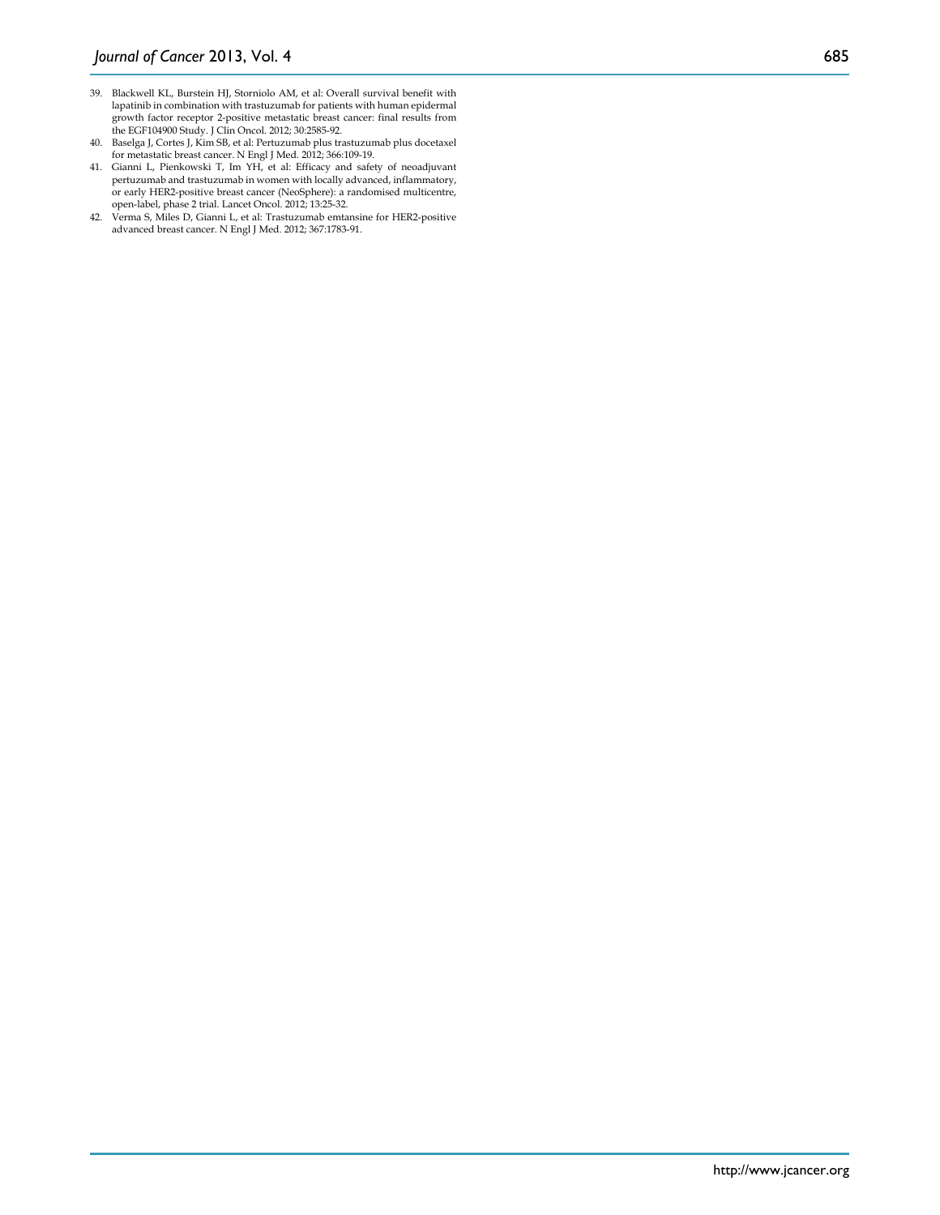39. Blackwell KL, Burstein HJ, Storniolo AM, et al: Overall survival benefit with lapatinib in combination with trastuzumab for patients with human epidermal growth factor receptor 2-positive metastatic breast cancer: final results from the EGF104900 Study. J Clin Oncol. 2012; 30:2585-92.
40. Baselga J, Cortes J, Kim SB, et al: Pertuzumab plus trastuzumab plus docetaxel for metastatic breast cancer. N Engl J Med. 2012; 366:109-19.
41. Gianni L, Pienkowski T, Im YH, et al: Efficacy and safety of neoadjuvant pertuzumab and trastuzumab in women with locally advanced, inflammatory, or early HER2-positive breast cancer (NeoSphere): a randomised multicentre, open-label, phase 2 trial. Lancet Oncol. 2012; 13:25-32.
42. Verma S, Miles D, Gianni L, et al: Trastuzumab emtansine for HER2-positive advanced breast cancer. N Engl J Med. 2012; 367:1783-91.